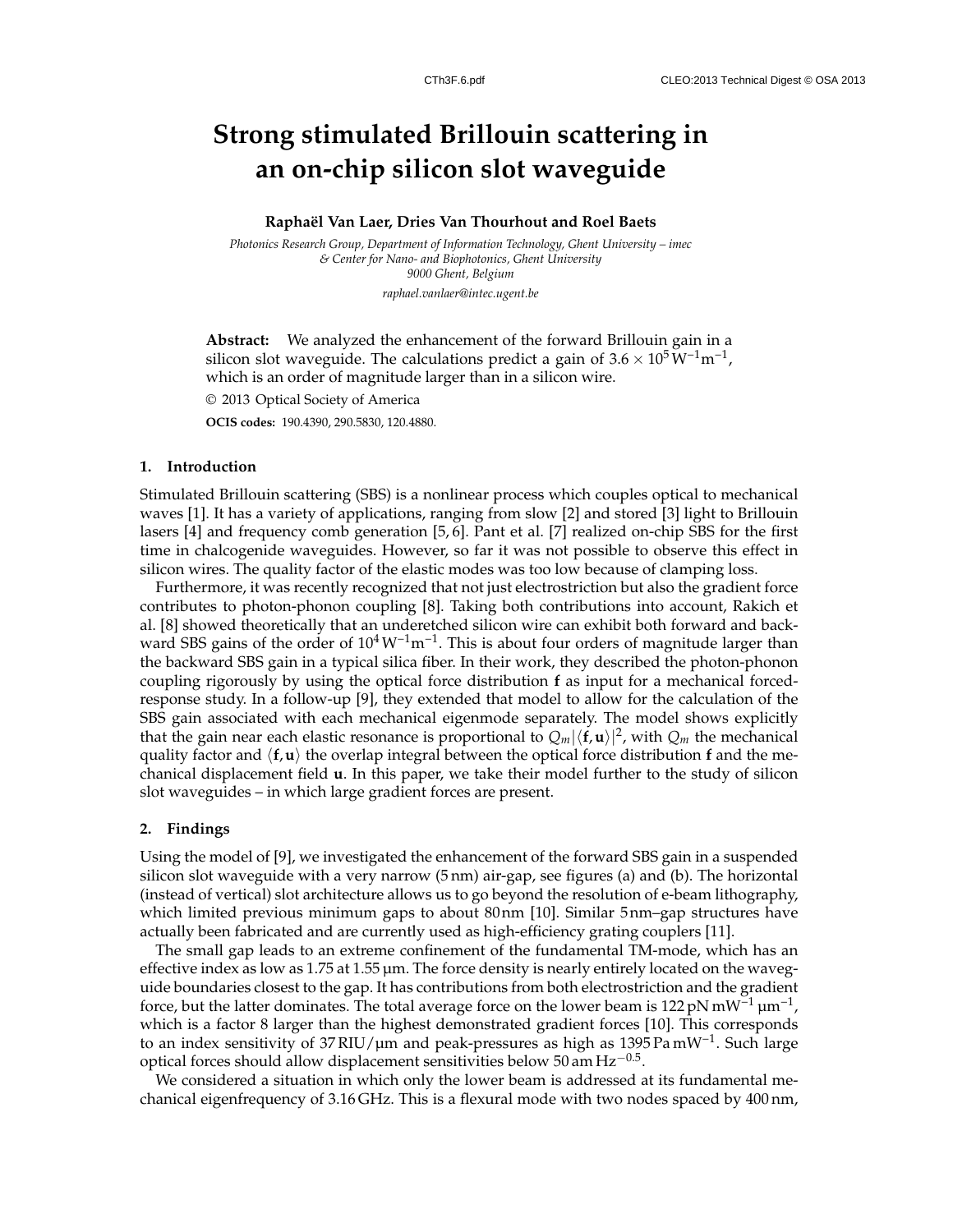# Strong stimulated Brillouin scattering in an on-chip silicon slot waveguide

**Raphaël Van Laer, Dries Van Thourhout and Roel Baets**

*Photonics Research Group, Department of Information Technology, Ghent University – imec & Center for Nano- and Biophotonics, Ghent University 9000 Ghent, Belgium*

*raphael.vanlaer@intec.ugent.be*

**Abstract:** We analyzed the enhancement of the forward Brillouin gain in a silicon slot waveguide. The calculations predict a gain of $3.6 \times 10^5\,\mathrm{W}^{-1}\mathrm{m}^{-1}$, which is an order of magnitude larger than in a silicon wire.

© 2013 Optical Society of America

**OCIS codes:** 190.4390, 290.5830, 120.4880.

## 1. Introduction

Stimulated Brillouin scattering (SBS) is a nonlinear process which couples optical to mechanical waves [1]. It has a variety of applications, ranging from slow [2] and stored [3] light to Brillouin lasers [4] and frequency comb generation [5,6]. Pant et al. [7] realized on-chip SBS for the first time in chalcogenide waveguides. However, so far it was not possible to observe this effect in silicon wires. The quality factor of the elastic modes was too low because of clamping loss.

Furthermore, it was recently recognized that not just electrostriction but also the gradient force contributes to photon-phonon coupling [8]. Taking both contributions into account, Rakich et al. [8] showed theoretically that an underetched silicon wire can exhibit both forward and backward SBS gains of the order of $10^4\,\mathrm{W}^{-1}\mathrm{m}^{-1}$. This is about four orders of magnitude larger than the backward SBS gain in a typical silica fiber. In their work, they described the photon-phonon coupling rigorously by using the optical force distribution $\mathbf{f}$ as input for a mechanical forced-response study. In a follow-up [9], they extended that model to allow for the calculation of the SBS gain associated with each mechanical eigenmode separately. The model shows explicitly that the gain near each elastic resonance is proportional to $Q_m|\langle \mathbf{f}, \mathbf{u}\rangle|^2$, with $Q_m$ the mechanical quality factor and $\langle \mathbf{f}, \mathbf{u}\rangle$ the overlap integral between the optical force distribution $\mathbf{f}$ and the mechanical displacement field $\mathbf{u}$. In this paper, we take their model further to the study of silicon slot waveguides – in which large gradient forces are present.

## 2. Findings

Using the model of [9], we investigated the enhancement of the forward SBS gain in a suspended silicon slot waveguide with a very narrow (5 nm) air-gap, see figures (a) and (b). The horizontal (instead of vertical) slot architecture allows us to go beyond the resolution of e-beam lithography, which limited previous minimum gaps to about 80 nm [10]. Similar 5 nm–gap structures have actually been fabricated and are currently used as high-efficiency grating couplers [11].

The small gap leads to an extreme confinement of the fundamental TM-mode, which has an effective index as low as 1.75 at 1.55 µm. The force density is nearly entirely located on the waveguide boundaries closest to the gap. It has contributions from both electrostriction and the gradient force, but the latter dominates. The total average force on the lower beam is $122\,\mathrm{pN\,mW^{-1}\,\mu m^{-1}}$, which is a factor 8 larger than the highest demonstrated gradient forces [10]. This corresponds to an index sensitivity of 37 RIU/µm and peak-pressures as high as $1395\,\mathrm{Pa\,mW^{-1}}$. Such large optical forces should allow displacement sensitivities below $50\,\mathrm{am\,Hz^{-0.5}}$.

We considered a situation in which only the lower beam is addressed at its fundamental mechanical eigenfrequency of 3.16 GHz. This is a flexural mode with two nodes spaced by 400 nm,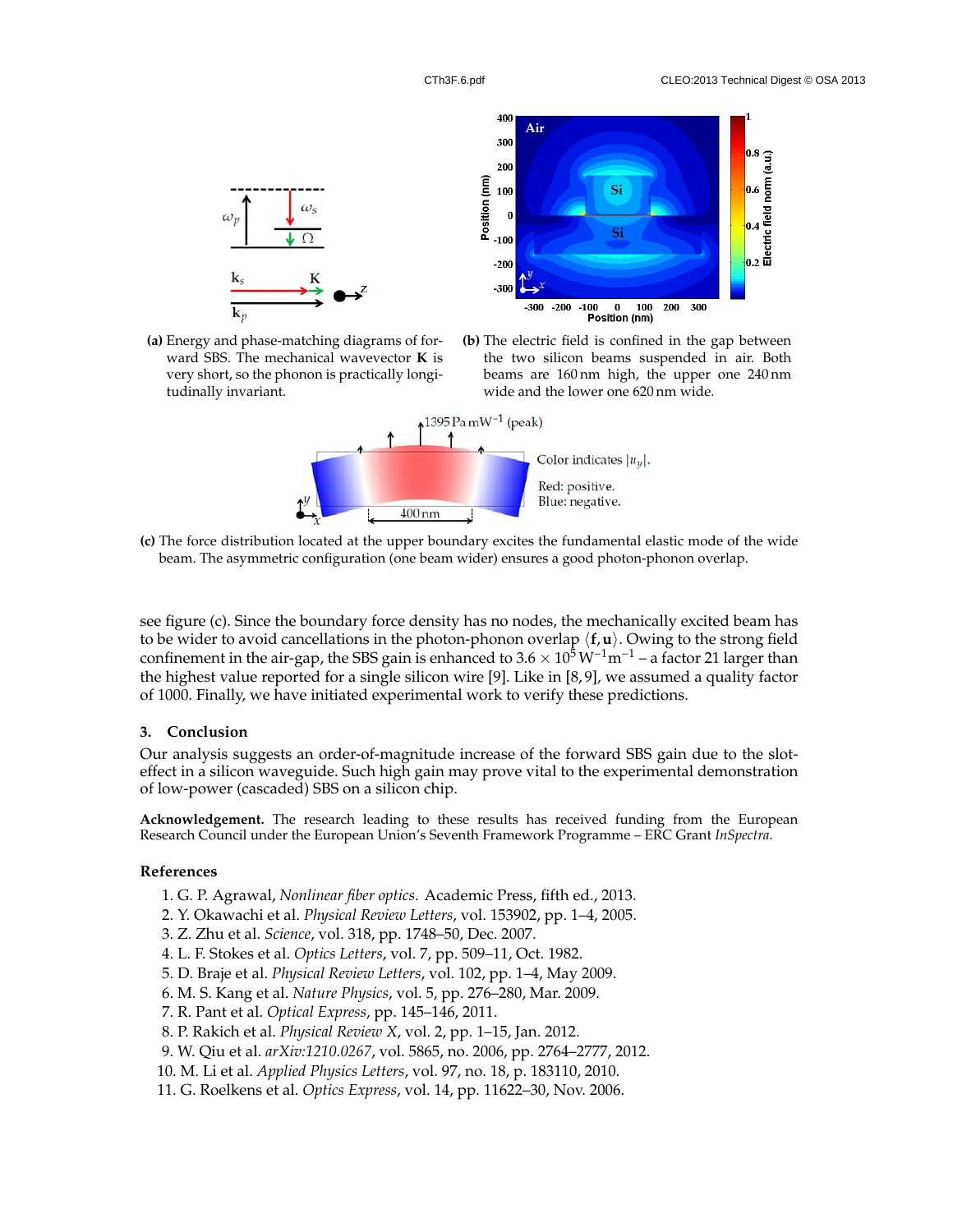$\omega_p$

$\omega_s$

$\Omega$

$\mathbf{k}_s$

$\mathbf{K}$

$\mathbf{k}_p$

$z$

**(a)** Energy and phase-matching diagrams of forward SBS. The mechanical wavevector **K** is very short, so the phonon is practically longitudinally invariant.

400

300

200

100

0

-100

-200

-300

Position (nm)

Air

Si

Si

-300 -200 -100 0 100 200 300

Position (nm)

1

0.8

0.6

0.4

0.2

Electric field norm (a.u.)

**(b)** The electric field is confined in the gap between the two silicon beams suspended in air. Both beams are 160 nm high, the upper one 240 nm wide and the lower one 620 nm wide.

1395 Pa mW$^{-1}$ (peak)

Color indicates $|u_y|$.

Red: positive.

Blue: negative.

400 nm

**(c)** The force distribution located at the upper boundary excites the fundamental elastic mode of the wide beam. The asymmetric configuration (one beam wider) ensures a good photon-phonon overlap.

see figure (c). Since the boundary force density has no nodes, the mechanically excited beam has to be wider to avoid cancellations in the photon-phonon overlap $\langle \mathbf{f}, \mathbf{u} \rangle$. Owing to the strong field confinement in the air-gap, the SBS gain is enhanced to $3.6 \times 10^5\,\mathrm{W^{-1}m^{-1}}$ – a factor 21 larger than the highest value reported for a single silicon wire [9]. Like in [8, 9], we assumed a quality factor of 1000. Finally, we have initiated experimental work to verify these predictions.

## 3. Conclusion

Our analysis suggests an order-of-magnitude increase of the forward SBS gain due to the slot-effect in a silicon waveguide. Such high gain may prove vital to the experimental demonstration of low-power (cascaded) SBS on a silicon chip.

**Acknowledgement.** The research leading to these results has received funding from the European Research Council under the European Union's Seventh Framework Programme – ERC Grant *InSpectra*.

## References

1. G. P. Agrawal, *Nonlinear fiber optics*. Academic Press, fifth ed., 2013.
2. Y. Okawachi et al. *Physical Review Letters*, vol. 153902, pp. 1–4, 2005.
3. Z. Zhu et al. *Science*, vol. 318, pp. 1748–50, Dec. 2007.
4. L. F. Stokes et al. *Optics Letters*, vol. 7, pp. 509–11, Oct. 1982.
5. D. Braje et al. *Physical Review Letters*, vol. 102, pp. 1–4, May 2009.
6. M. S. Kang et al. *Nature Physics*, vol. 5, pp. 276–280, Mar. 2009.
7. R. Pant et al. *Optical Express*, pp. 145–146, 2011.
8. P. Rakich et al. *Physical Review X*, vol. 2, pp. 1–15, Jan. 2012.
9. W. Qiu et al. *arXiv:1210.0267*, vol. 5865, no. 2006, pp. 2764–2777, 2012.
10. M. Li et al. *Applied Physics Letters*, vol. 97, no. 18, p. 183110, 2010.
11. G. Roelkens et al. *Optics Express*, vol. 14, pp. 11622–30, Nov. 2006.